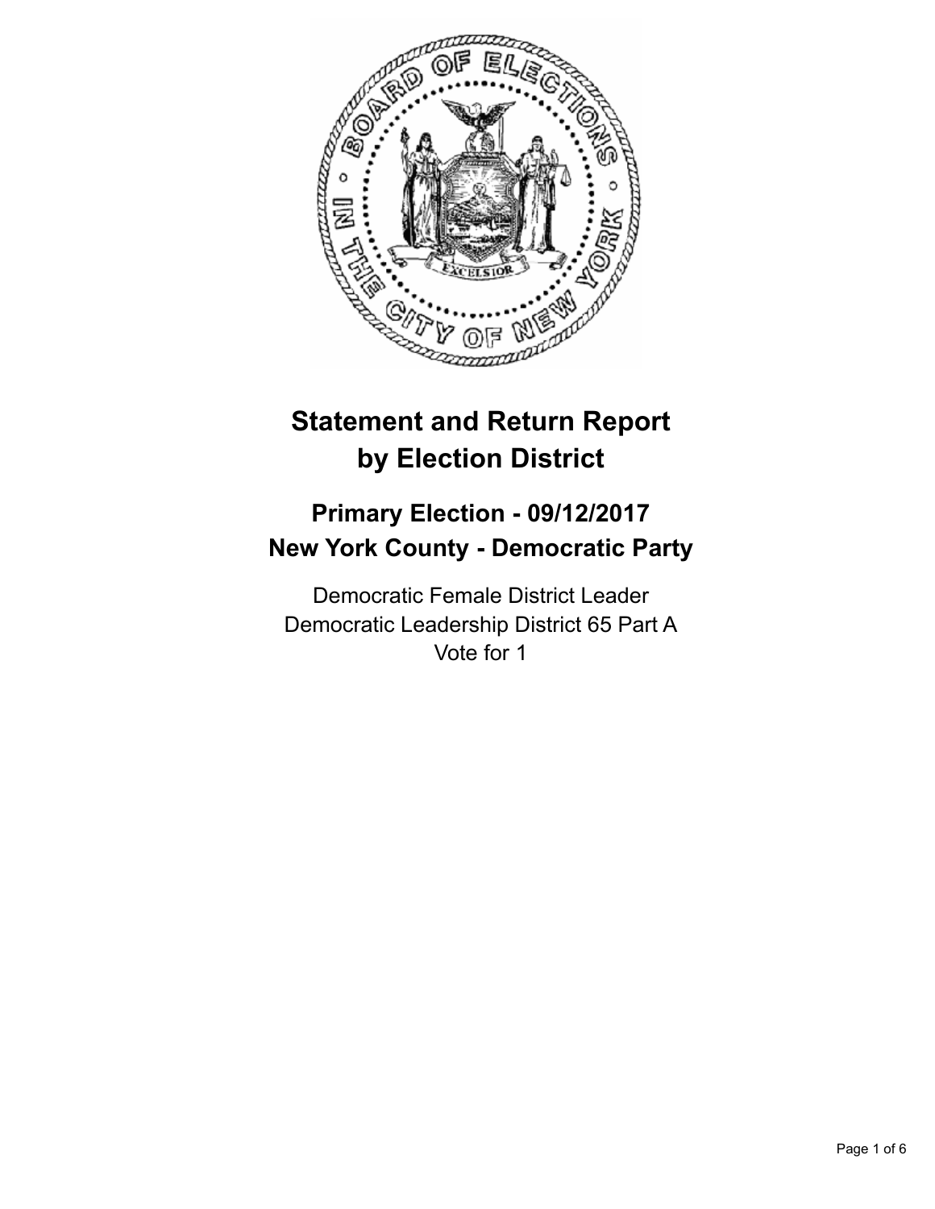# Statement and Return Report by Election District

## Primary Election - 09/12/2017
## New York County - Democratic Party

Democratic Female District Leader
Democratic Leadership District 65 Part A
Vote for 1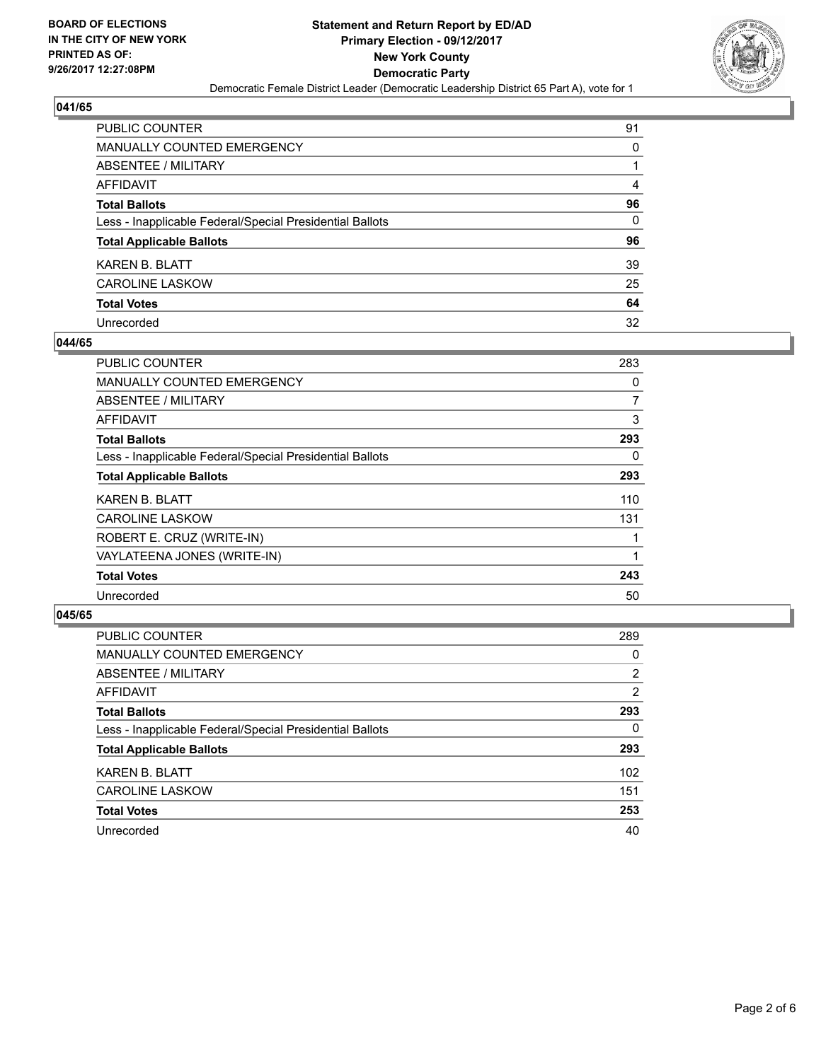**BOARD OF ELECTIONS IN THE CITY OF NEW YORK PRINTED AS OF: 9/26/2017 12:27:08PM**

**Statement and Return Report by ED/AD**
**Primary Election - 09/12/2017**
**New York County**
**Democratic Party**
Democratic Female District Leader (Democratic Leadership District 65 Part A), vote for 1

### 041/65

| | |
|---|---|
| PUBLIC COUNTER | 91 |
| MANUALLY COUNTED EMERGENCY | 0 |
| ABSENTEE / MILITARY | 1 |
| AFFIDAVIT | 4 |
| **Total Ballots** | **96** |
| Less - Inapplicable Federal/Special Presidential Ballots | 0 |
| **Total Applicable Ballots** | **96** |
| KAREN B. BLATT | 39 |
| CAROLINE LASKOW | 25 |
| **Total Votes** | **64** |
| Unrecorded | 32 |

### 044/65

| | |
|---|---|
| PUBLIC COUNTER | 283 |
| MANUALLY COUNTED EMERGENCY | 0 |
| ABSENTEE / MILITARY | 7 |
| AFFIDAVIT | 3 |
| **Total Ballots** | **293** |
| Less - Inapplicable Federal/Special Presidential Ballots | 0 |
| **Total Applicable Ballots** | **293** |
| KAREN B. BLATT | 110 |
| CAROLINE LASKOW | 131 |
| ROBERT E. CRUZ (WRITE-IN) | 1 |
| VAYLATEENA JONES (WRITE-IN) | 1 |
| **Total Votes** | **243** |
| Unrecorded | 50 |

### 045/65

| | |
|---|---|
| PUBLIC COUNTER | 289 |
| MANUALLY COUNTED EMERGENCY | 0 |
| ABSENTEE / MILITARY | 2 |
| AFFIDAVIT | 2 |
| **Total Ballots** | **293** |
| Less - Inapplicable Federal/Special Presidential Ballots | 0 |
| **Total Applicable Ballots** | **293** |
| KAREN B. BLATT | 102 |
| CAROLINE LASKOW | 151 |
| **Total Votes** | **253** |
| Unrecorded | 40 |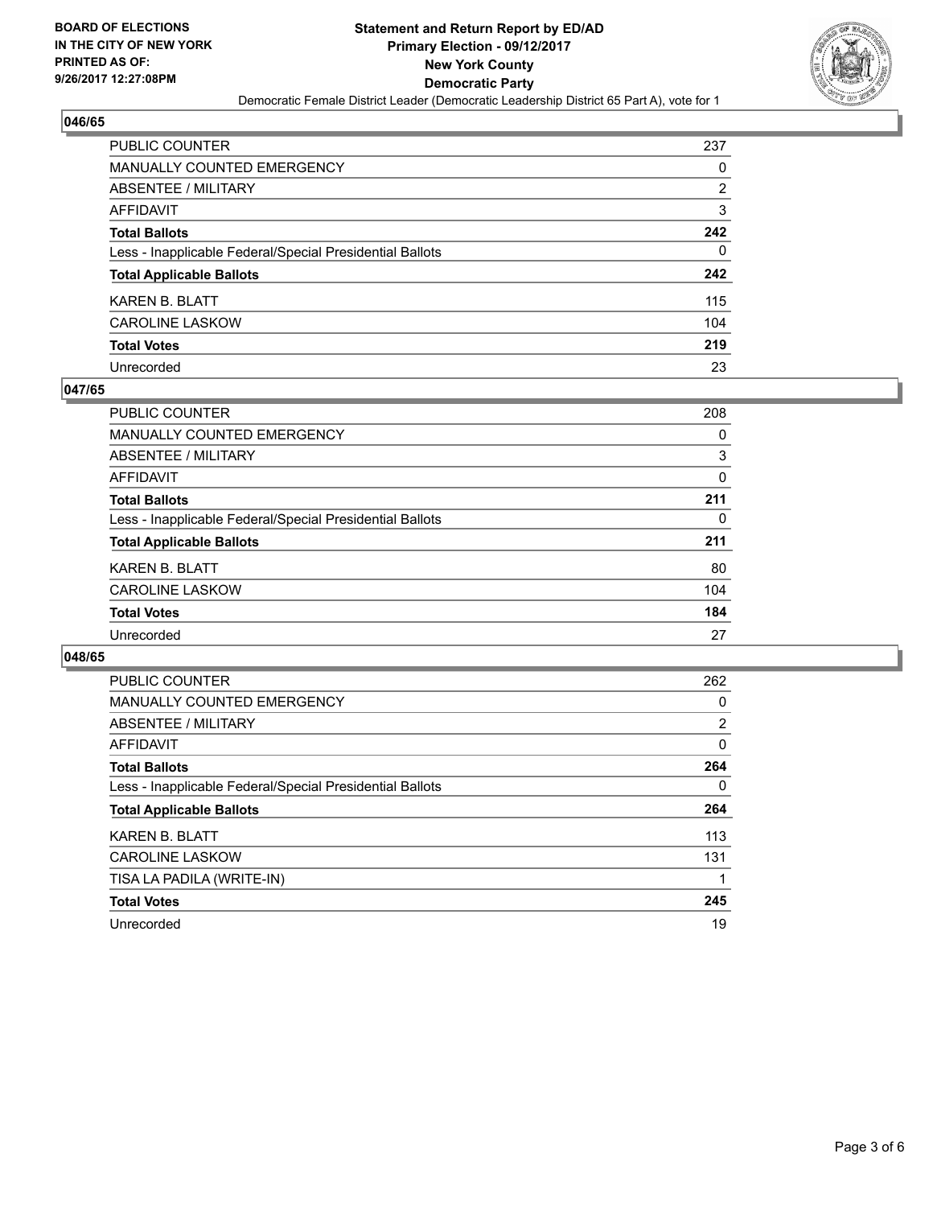**BOARD OF ELECTIONS IN THE CITY OF NEW YORK PRINTED AS OF: 9/26/2017 12:27:08PM**

**Statement and Return Report by ED/AD**
**Primary Election - 09/12/2017**
**New York County**
**Democratic Party**
Democratic Female District Leader (Democratic Leadership District 65 Part A), vote for 1

### 046/65

| | |
|---|---|
| PUBLIC COUNTER | 237 |
| MANUALLY COUNTED EMERGENCY | 0 |
| ABSENTEE / MILITARY | 2 |
| AFFIDAVIT | 3 |
| **Total Ballots** | **242** |
| Less - Inapplicable Federal/Special Presidential Ballots | 0 |
| **Total Applicable Ballots** | **242** |
| KAREN B. BLATT | 115 |
| CAROLINE LASKOW | 104 |
| **Total Votes** | **219** |
| Unrecorded | 23 |

### 047/65

| | |
|---|---|
| PUBLIC COUNTER | 208 |
| MANUALLY COUNTED EMERGENCY | 0 |
| ABSENTEE / MILITARY | 3 |
| AFFIDAVIT | 0 |
| **Total Ballots** | **211** |
| Less - Inapplicable Federal/Special Presidential Ballots | 0 |
| **Total Applicable Ballots** | **211** |
| KAREN B. BLATT | 80 |
| CAROLINE LASKOW | 104 |
| **Total Votes** | **184** |
| Unrecorded | 27 |

### 048/65

| | |
|---|---|
| PUBLIC COUNTER | 262 |
| MANUALLY COUNTED EMERGENCY | 0 |
| ABSENTEE / MILITARY | 2 |
| AFFIDAVIT | 0 |
| **Total Ballots** | **264** |
| Less - Inapplicable Federal/Special Presidential Ballots | 0 |
| **Total Applicable Ballots** | **264** |
| KAREN B. BLATT | 113 |
| CAROLINE LASKOW | 131 |
| TISA LA PADILA (WRITE-IN) | 1 |
| **Total Votes** | **245** |
| Unrecorded | 19 |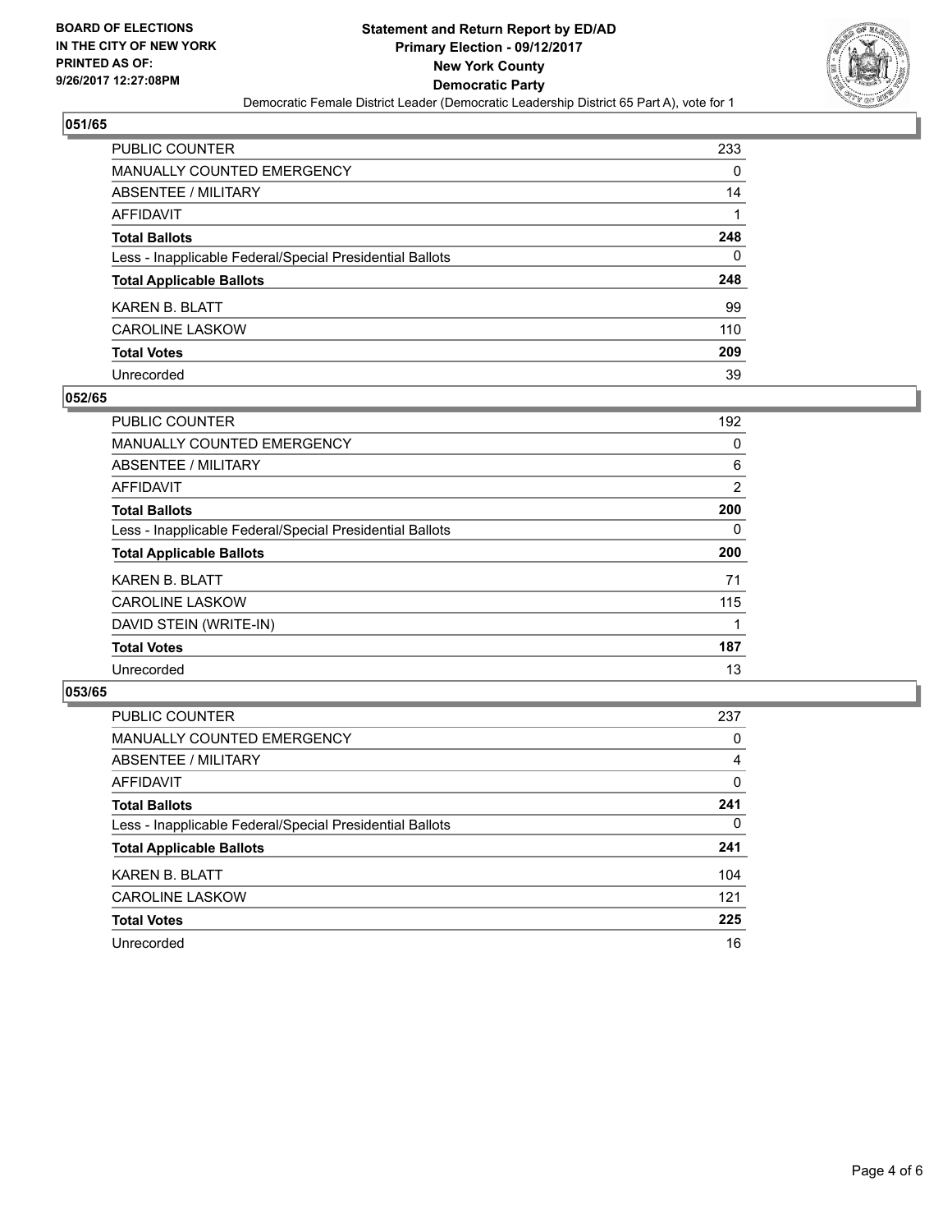BOARD OF ELECTIONS
IN THE CITY OF NEW YORK
PRINTED AS OF:
9/26/2017 12:27:08PM

**Statement and Return Report by ED/AD**
**Primary Election - 09/12/2017**
**New York County**
**Democratic Party**
Democratic Female District Leader (Democratic Leadership District 65 Part A), vote for 1

## 051/65

| | |
|---|---|
| PUBLIC COUNTER | 233 |
| MANUALLY COUNTED EMERGENCY | 0 |
| ABSENTEE / MILITARY | 14 |
| AFFIDAVIT | 1 |
| **Total Ballots** | **248** |
| Less - Inapplicable Federal/Special Presidential Ballots | 0 |
| **Total Applicable Ballots** | **248** |
| KAREN B. BLATT | 99 |
| CAROLINE LASKOW | 110 |
| **Total Votes** | **209** |
| Unrecorded | 39 |

## 052/65

| | |
|---|---|
| PUBLIC COUNTER | 192 |
| MANUALLY COUNTED EMERGENCY | 0 |
| ABSENTEE / MILITARY | 6 |
| AFFIDAVIT | 2 |
| **Total Ballots** | **200** |
| Less - Inapplicable Federal/Special Presidential Ballots | 0 |
| **Total Applicable Ballots** | **200** |
| KAREN B. BLATT | 71 |
| CAROLINE LASKOW | 115 |
| DAVID STEIN (WRITE-IN) | 1 |
| **Total Votes** | **187** |
| Unrecorded | 13 |

## 053/65

| | |
|---|---|
| PUBLIC COUNTER | 237 |
| MANUALLY COUNTED EMERGENCY | 0 |
| ABSENTEE / MILITARY | 4 |
| AFFIDAVIT | 0 |
| **Total Ballots** | **241** |
| Less - Inapplicable Federal/Special Presidential Ballots | 0 |
| **Total Applicable Ballots** | **241** |
| KAREN B. BLATT | 104 |
| CAROLINE LASKOW | 121 |
| **Total Votes** | **225** |
| Unrecorded | 16 |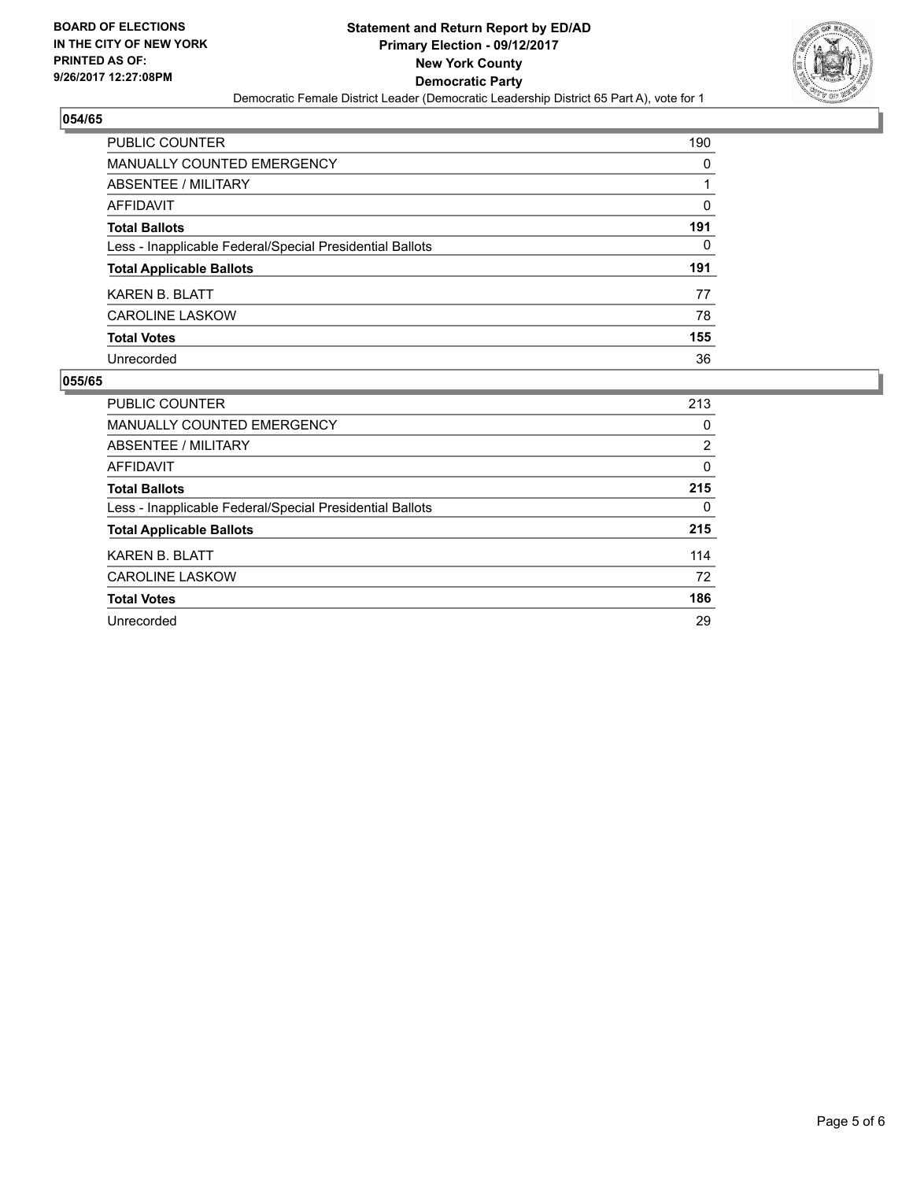**BOARD OF ELECTIONS IN THE CITY OF NEW YORK PRINTED AS OF: 9/26/2017 12:27:08PM**

**Statement and Return Report by ED/AD**
**Primary Election - 09/12/2017**
**New York County**
**Democratic Party**
Democratic Female District Leader (Democratic Leadership District 65 Part A), vote for 1

## 054/65

| | |
|---|---|
| PUBLIC COUNTER | 190 |
| MANUALLY COUNTED EMERGENCY | 0 |
| ABSENTEE / MILITARY | 1 |
| AFFIDAVIT | 0 |
| **Total Ballots** | **191** |
| Less - Inapplicable Federal/Special Presidential Ballots | 0 |
| **Total Applicable Ballots** | **191** |
| KAREN B. BLATT | 77 |
| CAROLINE LASKOW | 78 |
| **Total Votes** | **155** |
| Unrecorded | 36 |

## 055/65

| | |
|---|---|
| PUBLIC COUNTER | 213 |
| MANUALLY COUNTED EMERGENCY | 0 |
| ABSENTEE / MILITARY | 2 |
| AFFIDAVIT | 0 |
| **Total Ballots** | **215** |
| Less - Inapplicable Federal/Special Presidential Ballots | 0 |
| **Total Applicable Ballots** | **215** |
| KAREN B. BLATT | 114 |
| CAROLINE LASKOW | 72 |
| **Total Votes** | **186** |
| Unrecorded | 29 |